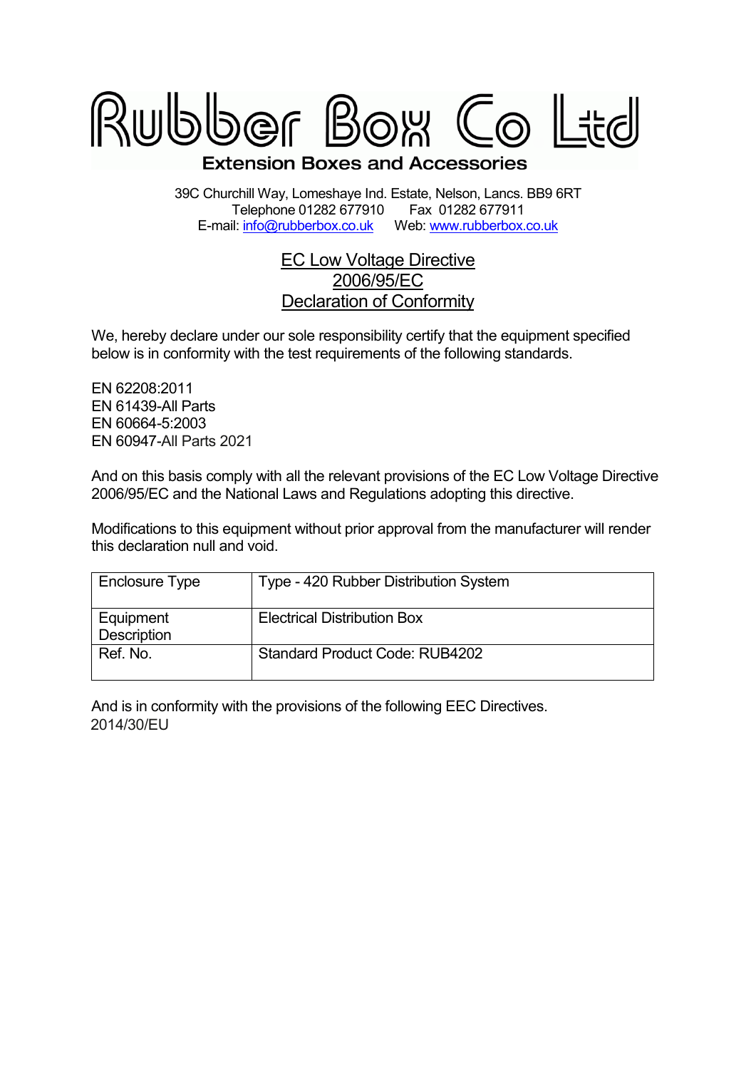# Rubber Box Co Ltd

**Extension Boxes and Accessories**

39C Churchill Way, Lomeshaye Ind. Estate, Nelson, Lancs. BB9 6RT
Telephone 01282 677910 Fax 01282 677911
E-mail: info@rubberbox.co.uk Web: www.rubberbox.co.uk

## EC Low Voltage Directive 2006/95/EC Declaration of Conformity

We, hereby declare under our sole responsibility certify that the equipment specified below is in conformity with the test requirements of the following standards.

EN 62208:2011
EN 61439-All Parts
EN 60664-5:2003
EN 60947-All Parts 2021

And on this basis comply with all the relevant provisions of the EC Low Voltage Directive 2006/95/EC and the National Laws and Regulations adopting this directive.

Modifications to this equipment without prior approval from the manufacturer will render this declaration null and void.

| Enclosure Type | Type - 420 Rubber Distribution System |
|---|---|
| Equipment Description | Electrical Distribution Box |
| Ref. No. | Standard Product Code: RUB4202 |

And is in conformity with the provisions of the following EEC Directives.
2014/30/EU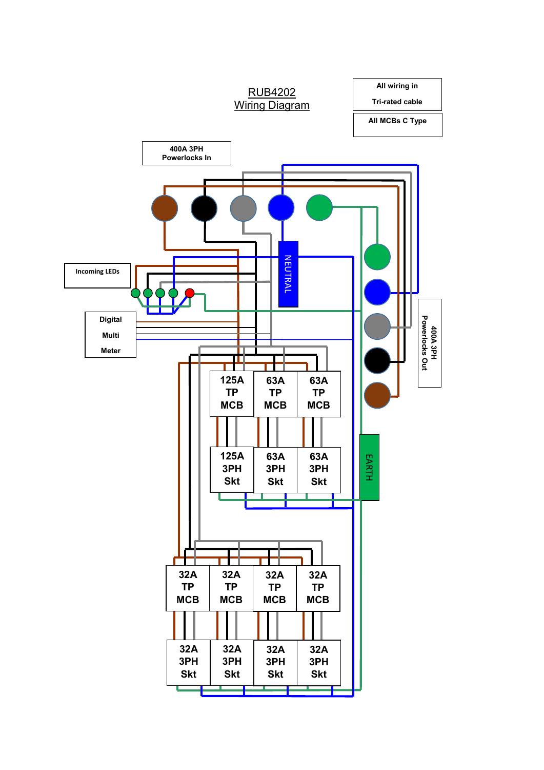# RUB4202 Wiring Diagram

All wiring in Tri-rated cable

All MCBs C Type

400A 3PH Powerlocks In

NEUTRAL

Incoming LEDs

Digital Multi Meter

400A 3PH Powerlocks Out

EARTH

125A TP MCB

63A TP MCB

63A TP MCB

125A 3PH Skt

63A 3PH Skt

63A 3PH Skt

32A TP MCB

32A TP MCB

32A TP MCB

32A TP MCB

32A 3PH Skt

32A 3PH Skt

32A 3PH Skt

32A 3PH Skt